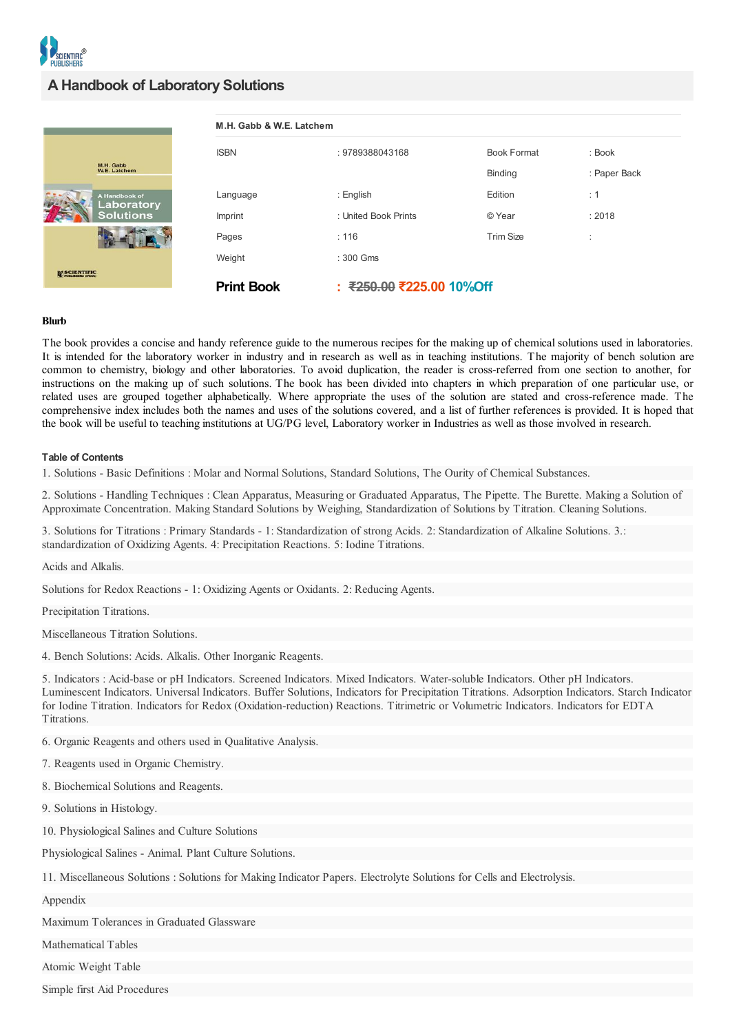# A Handbook of Laboratory Solutions

**M.H. Gabb & W.E. Latchem**

| | | | |
|---|---|---|---|
| ISBN | : 9789388043168 | Book Format | : Book |
| | | Binding | : Paper Back |
| Language | : English | Edition | : 1 |
| Imprint | : United Book Prints | © Year | : 2018 |
| Pages | : 116 | Trim Size | : |
| Weight | : 300 Gms | | |

**Print Book** : ~~₹250.00~~ ₹225.00 10%Off

### Blurb

The book provides a concise and handy reference guide to the numerous recipes for the making up of chemical solutions used in laboratories. It is intended for the laboratory worker in industry and in research as well as in teaching institutions. The majority of bench solution are common to chemistry, biology and other laboratories. To avoid duplication, the reader is cross-referred from one section to another, for instructions on the making up of such solutions. The book has been divided into chapters in which preparation of one particular use, or related uses are grouped together alphabetically. Where appropriate the uses of the solution are stated and cross-reference made. The comprehensive index includes both the names and uses of the solutions covered, and a list of further references is provided. It is hoped that the book will be useful to teaching institutions at UG/PG level, Laboratory worker in Industries as well as those involved in research.

### Table of Contents

1. Solutions - Basic Definitions : Molar and Normal Solutions, Standard Solutions, The Ourity of Chemical Substances.

2. Solutions - Handling Techniques : Clean Apparatus, Measuring or Graduated Apparatus, The Pipette. The Burette. Making a Solution of Approximate Concentration. Making Standard Solutions by Weighing, Standardization of Solutions by Titration. Cleaning Solutions.

3. Solutions for Titrations : Primary Standards - 1: Standardization of strong Acids. 2: Standardization of Alkaline Solutions. 3.: standardization of Oxidizing Agents. 4: Precipitation Reactions. 5: Iodine Titrations.

Acids and Alkalis.

Solutions for Redox Reactions - 1: Oxidizing Agents or Oxidants. 2: Reducing Agents.

Precipitation Titrations.

Miscellaneous Titration Solutions.

4. Bench Solutions: Acids. Alkalis. Other Inorganic Reagents.

5. Indicators : Acid-base or pH Indicators. Screened Indicators. Mixed Indicators. Water-soluble Indicators. Other pH Indicators. Luminescent Indicators. Universal Indicators. Buffer Solutions, Indicators for Precipitation Titrations. Adsorption Indicators. Starch Indicator for Iodine Titration. Indicators for Redox (Oxidation-reduction) Reactions. Titrimetric or Volumetric Indicators. Indicators for EDTA Titrations.

6. Organic Reagents and others used in Qualitative Analysis.

7. Reagents used in Organic Chemistry.

8. Biochemical Solutions and Reagents.

9. Solutions in Histology.

10. Physiological Salines and Culture Solutions

Physiological Salines - Animal. Plant Culture Solutions.

11. Miscellaneous Solutions : Solutions for Making Indicator Papers. Electrolyte Solutions for Cells and Electrolysis.

Appendix

Maximum Tolerances in Graduated Glassware

Mathematical Tables

Atomic Weight Table

Simple first Aid Procedures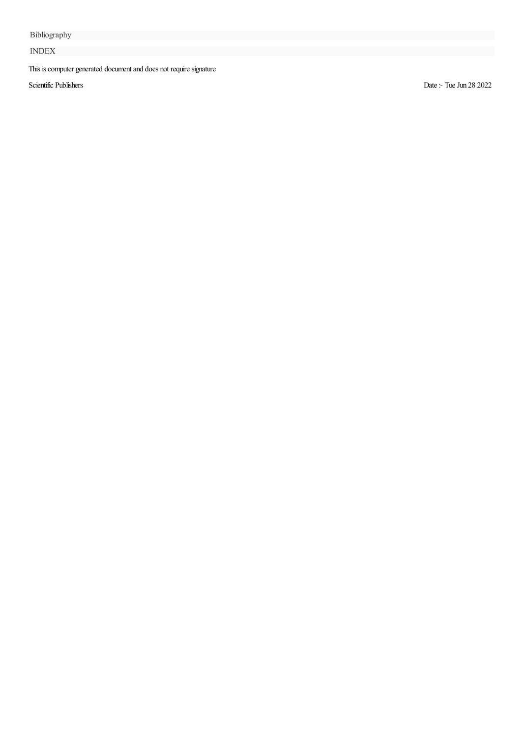Bibliography

INDEX

This is computer generated document and does not require signature

Scientific Publishers

Date :- Tue Jun 28 2022